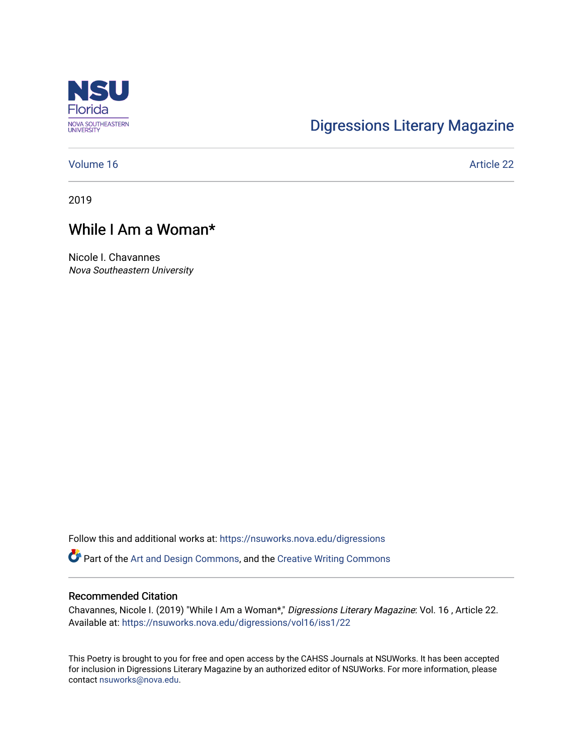NSU Florida
NOVA SOUTHEASTERN UNIVERSITY

Digressions Literary Magazine

Volume 16 Article 22

2019

# While I Am a Woman*

Nicole I. Chavannes
*Nova Southeastern University*

Follow this and additional works at: https://nsuworks.nova.edu/digressions

Part of the Art and Design Commons, and the Creative Writing Commons

## Recommended Citation

Chavannes, Nicole I. (2019) "While I Am a Woman*," *Digressions Literary Magazine*: Vol. 16 , Article 22.
Available at: https://nsuworks.nova.edu/digressions/vol16/iss1/22

This Poetry is brought to you for free and open access by the CAHSS Journals at NSUWorks. It has been accepted for inclusion in Digressions Literary Magazine by an authorized editor of NSUWorks. For more information, please contact nsuworks@nova.edu.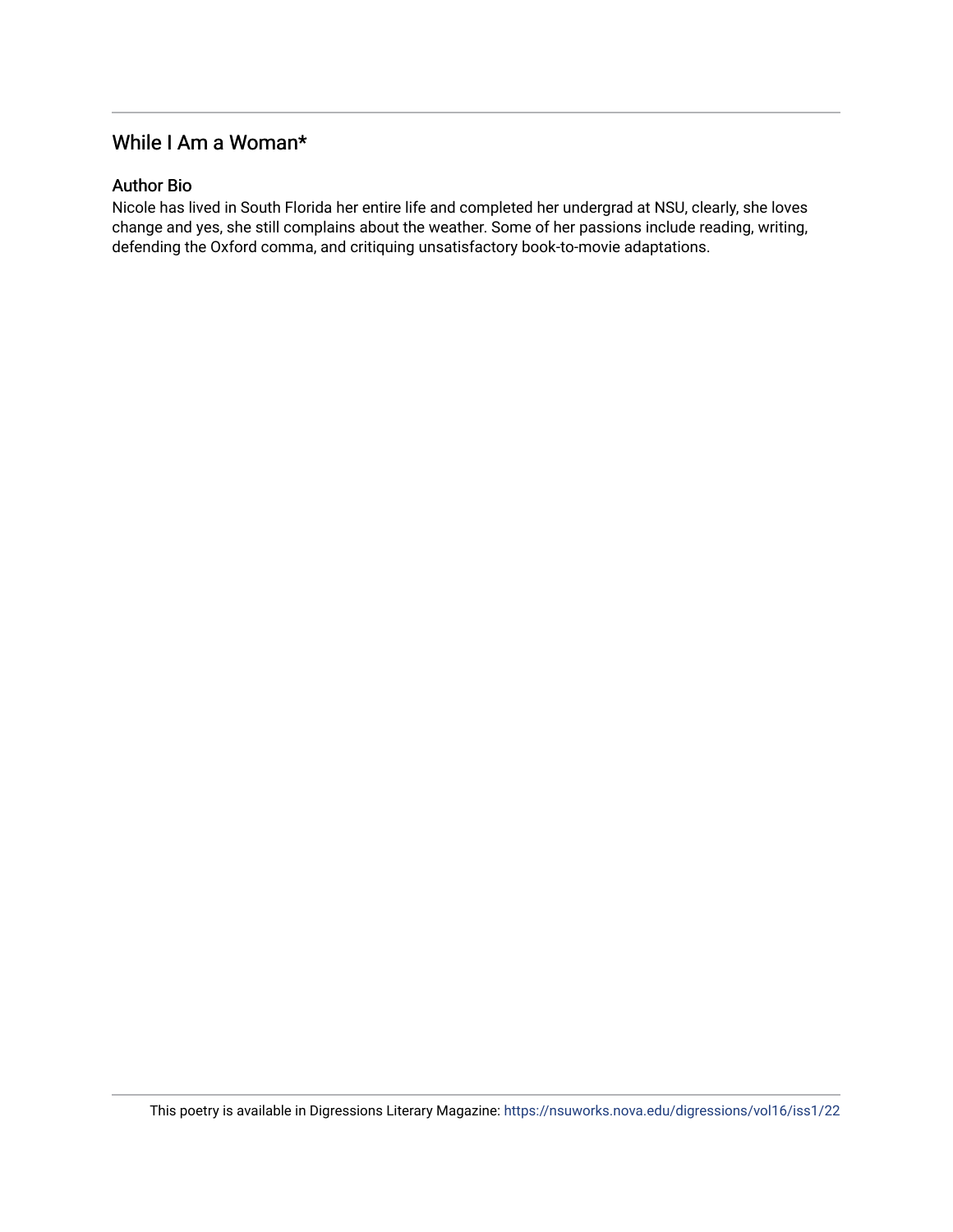## While I Am a Woman*

### Author Bio

Nicole has lived in South Florida her entire life and completed her undergrad at NSU, clearly, she loves change and yes, she still complains about the weather. Some of her passions include reading, writing, defending the Oxford comma, and critiquing unsatisfactory book-to-movie adaptations.

This poetry is available in Digressions Literary Magazine: https://nsuworks.nova.edu/digressions/vol16/iss1/22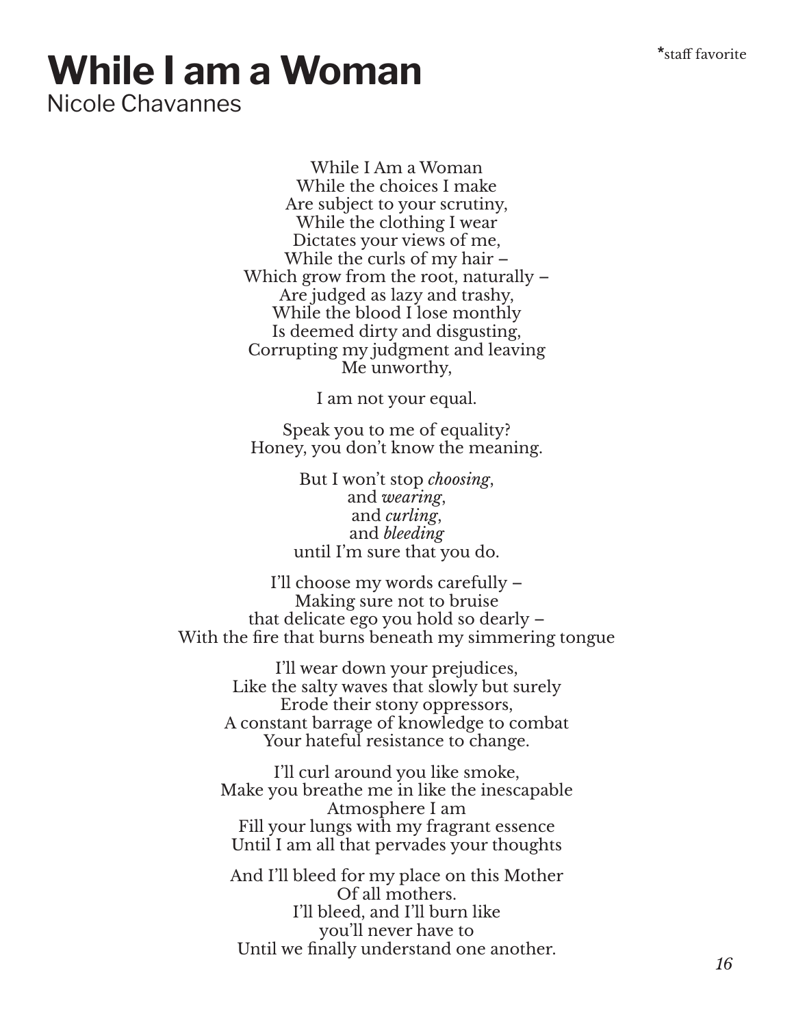# While I am a Woman

Nicole Chavannes

*staff favorite

While I Am a Woman
While the choices I make
Are subject to your scrutiny,
While the clothing I wear
Dictates your views of me,
While the curls of my hair –
Which grow from the root, naturally –
Are judged as lazy and trashy,
While the blood I lose monthly
Is deemed dirty and disgusting,
Corrupting my judgment and leaving
Me unworthy,

I am not your equal.

Speak you to me of equality?
Honey, you don't know the meaning.

But I won't stop *choosing*,
and *wearing*,
and *curling*,
and *bleeding*
until I'm sure that you do.

I'll choose my words carefully –
Making sure not to bruise
that delicate ego you hold so dearly –
With the fire that burns beneath my simmering tongue

I'll wear down your prejudices,
Like the salty waves that slowly but surely
Erode their stony oppressors,
A constant barrage of knowledge to combat
Your hateful resistance to change.

I'll curl around you like smoke,
Make you breathe me in like the inescapable
Atmosphere I am
Fill your lungs with my fragrant essence
Until I am all that pervades your thoughts

And I'll bleed for my place on this Mother
Of all mothers.
I'll bleed, and I'll burn like
you'll never have to
Until we finally understand one another.